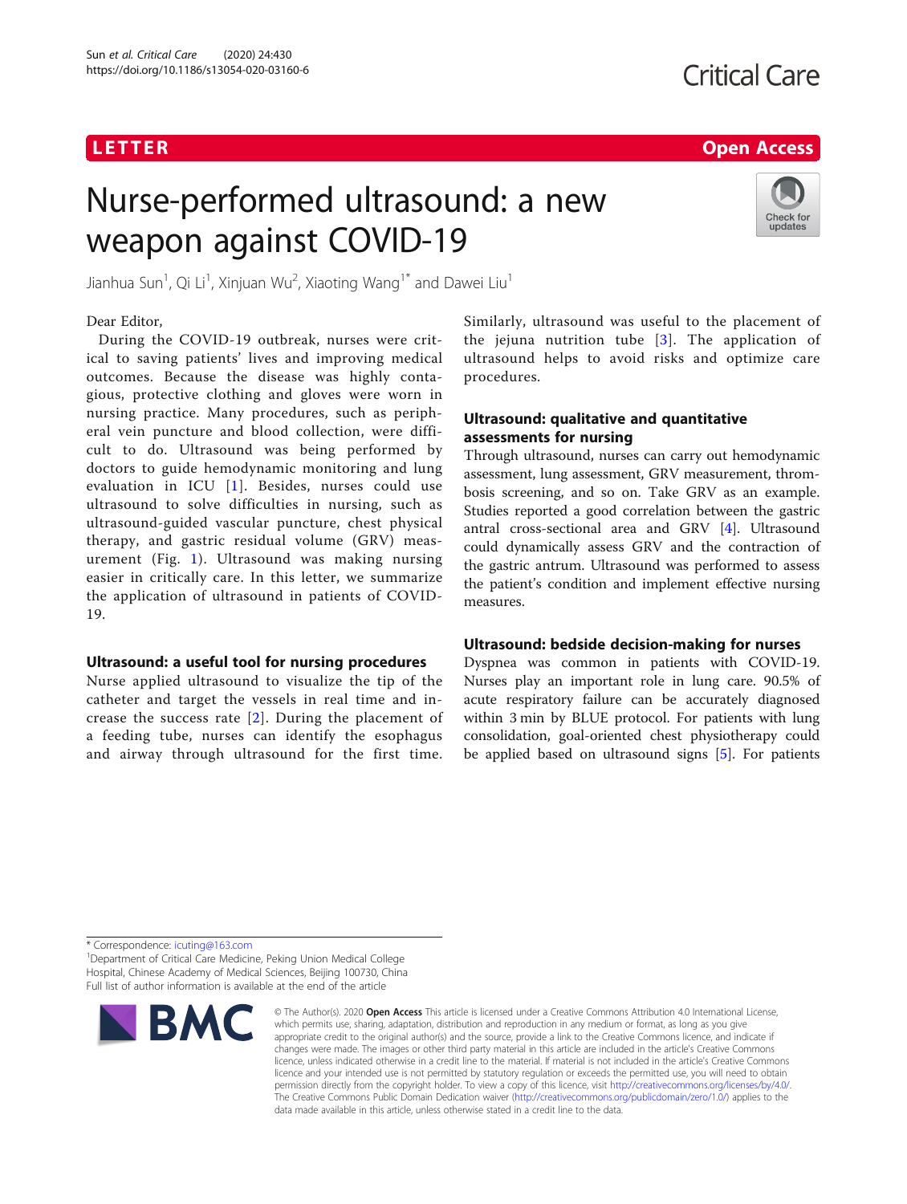LETTER

Open Access

# Nurse-performed ultrasound: a new weapon against COVID-19

Jianhua Sun[1], Qi Li[1], Xinjuan Wu[2], Xiaoting Wang[1*] and Dawei Liu[1]

Dear Editor,

During the COVID-19 outbreak, nurses were critical to saving patients' lives and improving medical outcomes. Because the disease was highly contagious, protective clothing and gloves were worn in nursing practice. Many procedures, such as peripheral vein puncture and blood collection, were difficult to do. Ultrasound was being performed by doctors to guide hemodynamic monitoring and lung evaluation in ICU [1]. Besides, nurses could use ultrasound to solve difficulties in nursing, such as ultrasound-guided vascular puncture, chest physical therapy, and gastric residual volume (GRV) measurement (Fig. 1). Ultrasound was making nursing easier in critically care. In this letter, we summarize the application of ultrasound in patients of COVID-19.

## Ultrasound: a useful tool for nursing procedures

Nurse applied ultrasound to visualize the tip of the catheter and target the vessels in real time and increase the success rate [2]. During the placement of a feeding tube, nurses can identify the esophagus and airway through ultrasound for the first time. Similarly, ultrasound was useful to the placement of the jejuna nutrition tube [3]. The application of ultrasound helps to avoid risks and optimize care procedures.

## Ultrasound: qualitative and quantitative assessments for nursing

Through ultrasound, nurses can carry out hemodynamic assessment, lung assessment, GRV measurement, thrombosis screening, and so on. Take GRV as an example. Studies reported a good correlation between the gastric antral cross-sectional area and GRV [4]. Ultrasound could dynamically assess GRV and the contraction of the gastric antrum. Ultrasound was performed to assess the patient's condition and implement effective nursing measures.

## Ultrasound: bedside decision-making for nurses

Dyspnea was common in patients with COVID-19. Nurses play an important role in lung care. 90.5% of acute respiratory failure can be accurately diagnosed within 3 min by BLUE protocol. For patients with lung consolidation, goal-oriented chest physiotherapy could be applied based on ultrasound signs [5]. For patients

* Correspondence: icuting@163.com

[1]Department of Critical Care Medicine, Peking Union Medical College Hospital, Chinese Academy of Medical Sciences, Beijing 100730, China

Full list of author information is available at the end of the article

© The Author(s). 2020 **Open Access** This article is licensed under a Creative Commons Attribution 4.0 International License, which permits use, sharing, adaptation, distribution and reproduction in any medium or format, as long as you give appropriate credit to the original author(s) and the source, provide a link to the Creative Commons licence, and indicate if changes were made. The images or other third party material in this article are included in the article's Creative Commons licence, unless indicated otherwise in a credit line to the material. If material is not included in the article's Creative Commons licence and your intended use is not permitted by statutory regulation or exceeds the permitted use, you will need to obtain permission directly from the copyright holder. To view a copy of this licence, visit http://creativecommons.org/licenses/by/4.0/. The Creative Commons Public Domain Dedication waiver (http://creativecommons.org/publicdomain/zero/1.0/) applies to the data made available in this article, unless otherwise stated in a credit line to the data.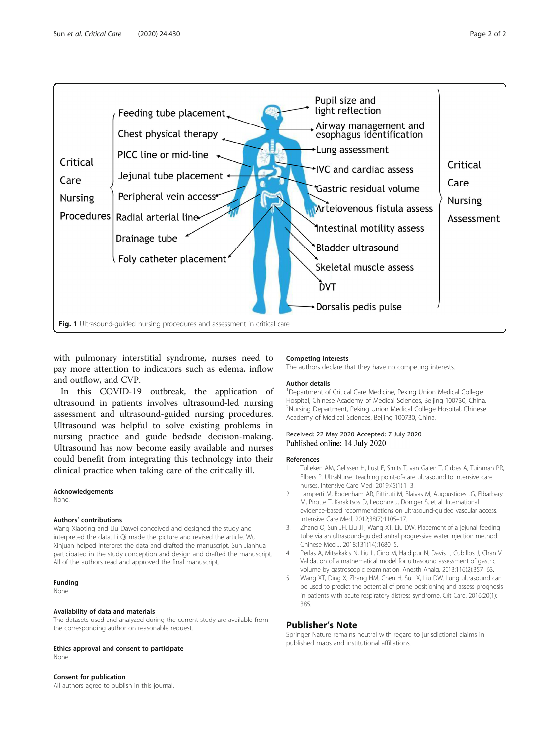Critical Care Nursing Procedures

Feeding tube placement

Chest physical therapy

PICC line or mid-line

Jejunal tube placement

Peripheral vein access

Radial arterial line

Drainage tube

Foly catheter placement

Pupil size and light reflection

Airway management and esophagus identification

Lung assessment

IVC and cardiac assess

Gastric residual volume

Arteiovenous fistula assess

Intestinal motility assess

Bladder ultrasound

Skeletal muscle assess

DVT

Dorsalis pedis pulse

Critical Care Nursing Assessment

**Fig. 1** Ultrasound-guided nursing procedures and assessment in critical care

with pulmonary interstitial syndrome, nurses need to pay more attention to indicators such as edema, inflow and outflow, and CVP.

In this COVID-19 outbreak, the application of ultrasound in patients involves ultrasound-led nursing assessment and ultrasound-guided nursing procedures. Ultrasound was helpful to solve existing problems in nursing practice and guide bedside decision-making. Ultrasound has now become easily available and nurses could benefit from integrating this technology into their clinical practice when taking care of the critically ill.

### Acknowledgements
None.

### Authors' contributions
Wang Xiaoting and Liu Dawei conceived and designed the study and interpreted the data. Li Qi made the picture and revised the article. Wu Xinjuan helped interpret the data and drafted the manuscript. Sun Jianhua participated in the study conception and design and drafted the manuscript. All of the authors read and approved the final manuscript.

### Funding
None.

### Availability of data and materials
The datasets used and analyzed during the current study are available from the corresponding author on reasonable request.

### Ethics approval and consent to participate
None.

### Consent for publication
All authors agree to publish in this journal.

### Competing interests
The authors declare that they have no competing interests.

### Author details
[1]Department of Critical Care Medicine, Peking Union Medical College Hospital, Chinese Academy of Medical Sciences, Beijing 100730, China. [2]Nursing Department, Peking Union Medical College Hospital, Chinese Academy of Medical Sciences, Beijing 100730, China.

Received: 22 May 2020 Accepted: 7 July 2020
Published online: 14 July 2020

### References
1. Tulleken AM, Gelissen H, Lust E, Smits T, van Galen T, Girbes A, Tuinman PR, Elbers P. UltraNurse: teaching point-of-care ultrasound to intensive care nurses. Intensive Care Med. 2019;45(1):1–3.
2. Lamperti M, Bodenham AR, Pittiruti M, Blaivas M, Augoustides JG, Elbarbay M, Pirotte T, Karakitsos D, Ledonne J, Doniger S, et al. International evidence-based recommendations on ultrasound-guided vascular access. Intensive Care Med. 2012;38(7):1105–17.
3. Zhang Q, Sun JH, Liu JT, Wang XT, Liu DW. Placement of a jejunal feeding tube via an ultrasound-guided antral progressive water injection method. Chinese Med J. 2018;131(14):1680–5.
4. Perlas A, Mitsakakis N, Liu L, Cino M, Haldipur N, Davis L, Cubillos J, Chan V. Validation of a mathematical model for ultrasound assessment of gastric volume by gastroscopic examination. Anesth Analg. 2013;116(2):357–63.
5. Wang XT, Ding X, Zhang HM, Chen H, Su LX, Liu DW. Lung ultrasound can be used to predict the potential of prone positioning and assess prognosis in patients with acute respiratory distress syndrome. Crit Care. 2016;20(1):385.

## Publisher's Note
Springer Nature remains neutral with regard to jurisdictional claims in published maps and institutional affiliations.